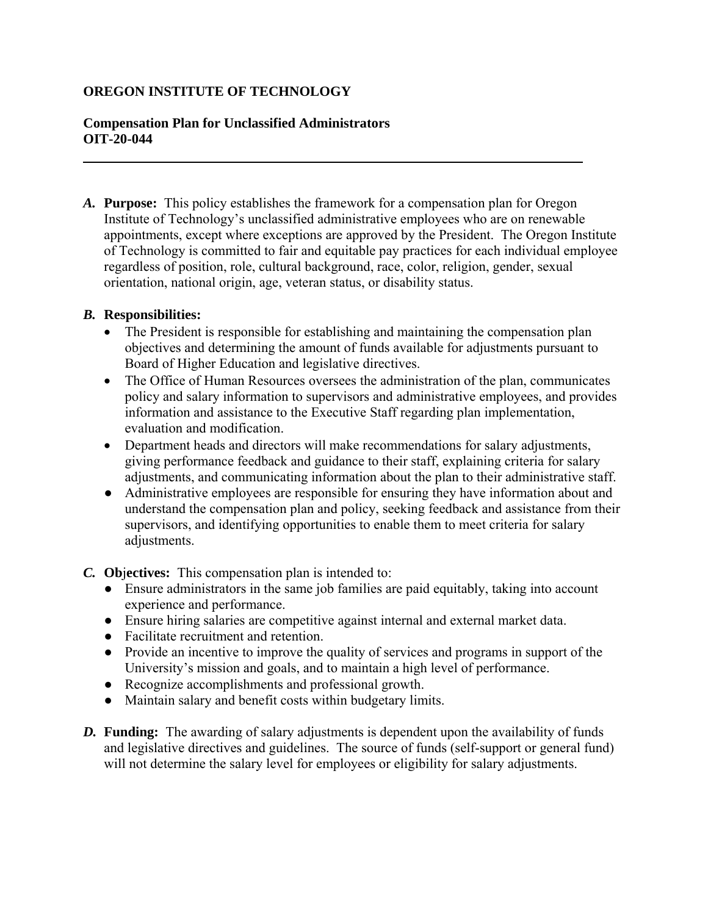**OREGON INSTITUTE OF TECHNOLOGY**

**Compensation Plan for Unclassified Administrators**
**OIT-20-044**

---

***A.*** **Purpose:** This policy establishes the framework for a compensation plan for Oregon Institute of Technology's unclassified administrative employees who are on renewable appointments, except where exceptions are approved by the President. The Oregon Institute of Technology is committed to fair and equitable pay practices for each individual employee regardless of position, role, cultural background, race, color, religion, gender, sexual orientation, national origin, age, veteran status, or disability status.

***B.*** **Responsibilities:**

- The President is responsible for establishing and maintaining the compensation plan objectives and determining the amount of funds available for adjustments pursuant to Board of Higher Education and legislative directives.
- The Office of Human Resources oversees the administration of the plan, communicates policy and salary information to supervisors and administrative employees, and provides information and assistance to the Executive Staff regarding plan implementation, evaluation and modification.
- Department heads and directors will make recommendations for salary adjustments, giving performance feedback and guidance to their staff, explaining criteria for salary adjustments, and communicating information about the plan to their administrative staff.
- Administrative employees are responsible for ensuring they have information about and understand the compensation plan and policy, seeking feedback and assistance from their supervisors, and identifying opportunities to enable them to meet criteria for salary adjustments.

***C.*** **Objectives:** This compensation plan is intended to:

- Ensure administrators in the same job families are paid equitably, taking into account experience and performance.
- Ensure hiring salaries are competitive against internal and external market data.
- Facilitate recruitment and retention.
- Provide an incentive to improve the quality of services and programs in support of the University's mission and goals, and to maintain a high level of performance.
- Recognize accomplishments and professional growth.
- Maintain salary and benefit costs within budgetary limits.

***D.*** **Funding:** The awarding of salary adjustments is dependent upon the availability of funds and legislative directives and guidelines. The source of funds (self-support or general fund) will not determine the salary level for employees or eligibility for salary adjustments.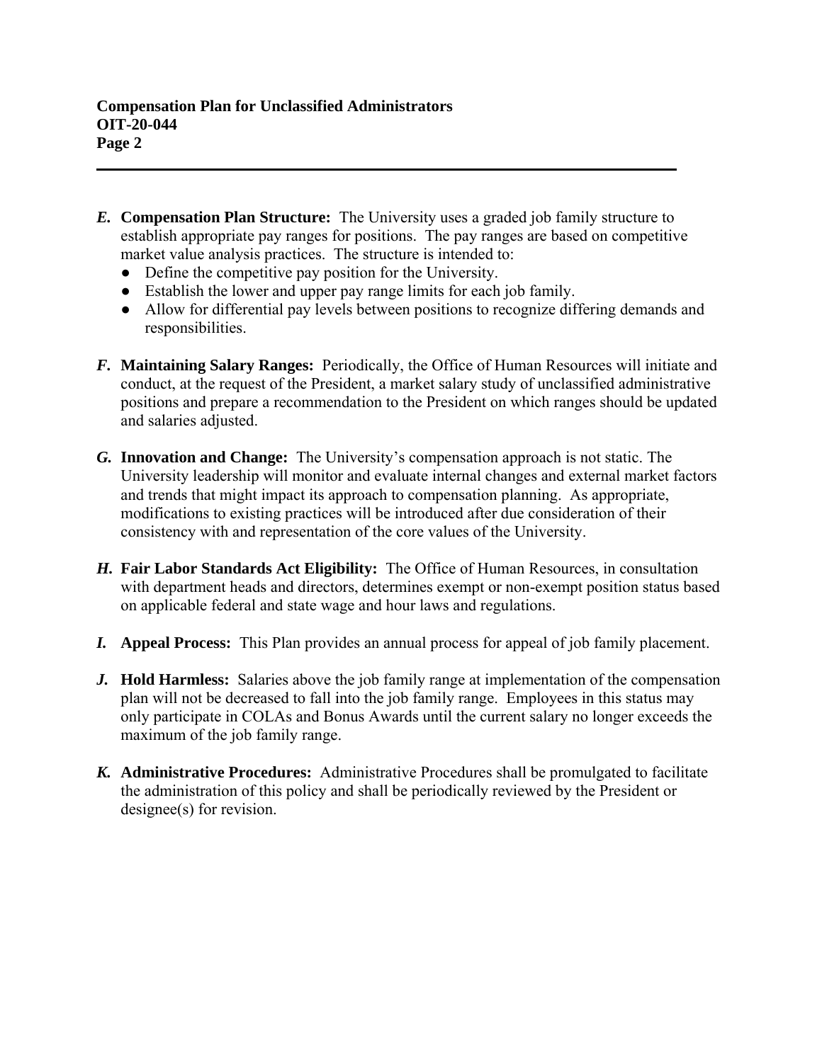***E.*** **Compensation Plan Structure:** The University uses a graded job family structure to establish appropriate pay ranges for positions. The pay ranges are based on competitive market value analysis practices. The structure is intended to:

- Define the competitive pay position for the University.
- Establish the lower and upper pay range limits for each job family.
- Allow for differential pay levels between positions to recognize differing demands and responsibilities.

***F.*** **Maintaining Salary Ranges:** Periodically, the Office of Human Resources will initiate and conduct, at the request of the President, a market salary study of unclassified administrative positions and prepare a recommendation to the President on which ranges should be updated and salaries adjusted.

***G.*** **Innovation and Change:** The University's compensation approach is not static. The University leadership will monitor and evaluate internal changes and external market factors and trends that might impact its approach to compensation planning. As appropriate, modifications to existing practices will be introduced after due consideration of their consistency with and representation of the core values of the University.

***H.*** **Fair Labor Standards Act Eligibility:** The Office of Human Resources, in consultation with department heads and directors, determines exempt or non-exempt position status based on applicable federal and state wage and hour laws and regulations.

***I.*** **Appeal Process:** This Plan provides an annual process for appeal of job family placement.

***J.*** **Hold Harmless:** Salaries above the job family range at implementation of the compensation plan will not be decreased to fall into the job family range. Employees in this status may only participate in COLAs and Bonus Awards until the current salary no longer exceeds the maximum of the job family range.

***K.*** **Administrative Procedures:** Administrative Procedures shall be promulgated to facilitate the administration of this policy and shall be periodically reviewed by the President or designee(s) for revision.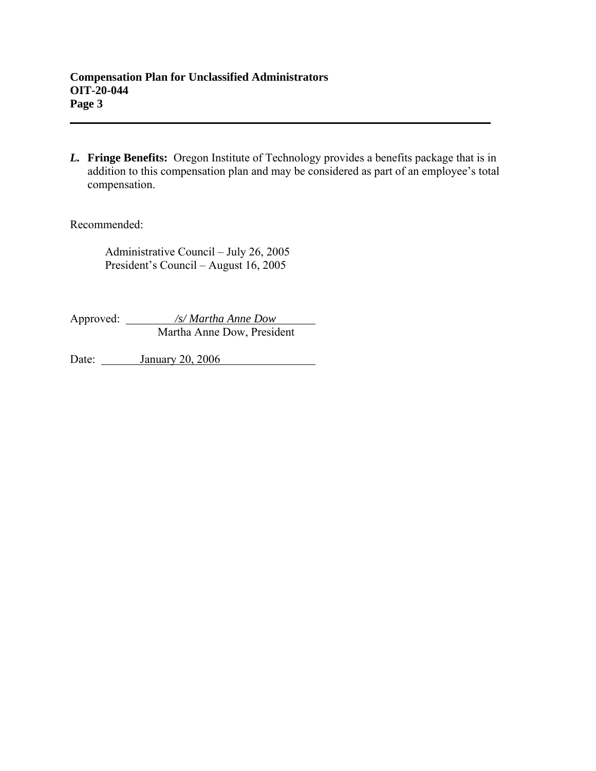*L.* **Fringe Benefits:** Oregon Institute of Technology provides a benefits package that is in addition to this compensation plan and may be considered as part of an employee's total compensation.

Recommended:

Administrative Council – July 26, 2005
President's Council – August 16, 2005

Approved: *_/s/ Martha Anne Dow_*
Martha Anne Dow, President

Date: January 20, 2006